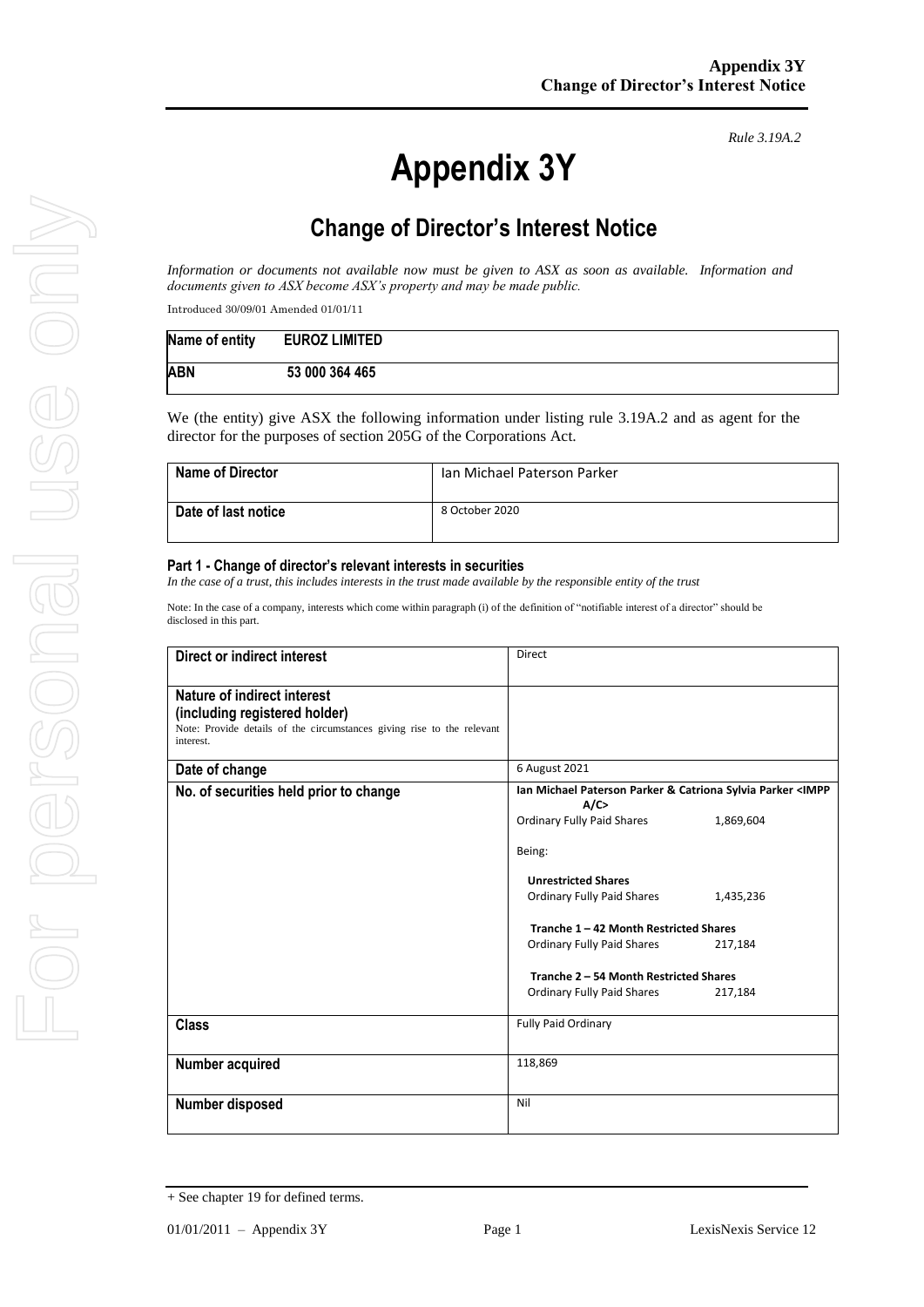*Rule 3.19A.2*

# Appendix 3Y

## Change of Director's Interest Notice

*Information or documents not available now must be given to ASX as soon as available. Information and documents given to ASX become ASX's property and may be made public.*

Introduced 30/09/01 Amended 01/01/11

| **Name of entity** | **EUROZ LIMITED** |
|---|---|
| **ABN** | **53 000 364 465** |

We (the entity) give ASX the following information under listing rule 3.19A.2 and as agent for the director for the purposes of section 205G of the Corporations Act.

| **Name of Director** | Ian Michael Paterson Parker |
|---|---|
| **Date of last notice** | 8 October 2020 |

### Part 1 - Change of director's relevant interests in securities

*In the case of a trust, this includes interests in the trust made available by the responsible entity of the trust*

Note: In the case of a company, interests which come within paragraph (i) of the definition of "notifiable interest of a director" should be disclosed in this part.

| | |
|---|---|
| **Direct or indirect interest** | Direct |
| **Nature of indirect interest (including registered holder)**<br>Note: Provide details of the circumstances giving rise to the relevant interest. | |
| **Date of change** | 6 August 2021 |
| **No. of securities held prior to change** | **Ian Michael Paterson Parker & Catriona Sylvia Parker <IMPP A/C>**<br>Ordinary Fully Paid Shares 1,869,604<br><br>Being:<br><br>**Unrestricted Shares**<br>Ordinary Fully Paid Shares 1,435,236<br><br>**Tranche 1 – 42 Month Restricted Shares**<br>Ordinary Fully Paid Shares 217,184<br><br>**Tranche 2 – 54 Month Restricted Shares**<br>Ordinary Fully Paid Shares 217,184 |
| **Class** | Fully Paid Ordinary |
| **Number acquired** | 118,869 |
| **Number disposed** | Nil |

+ See chapter 19 for defined terms.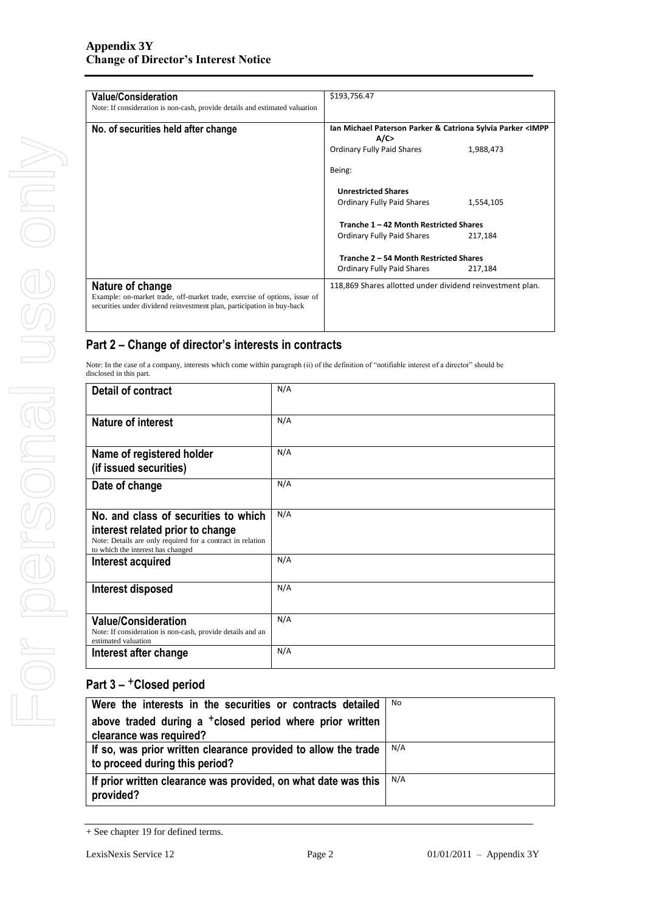| | |
|---|---|
| **Value/Consideration**<br>Note: If consideration is non-cash, provide details and estimated valuation | $193,756.47 |
| **No. of securities held after change** | **Ian Michael Paterson Parker & Catriona Sylvia Parker <IMPP A/C>**<br>Ordinary Fully Paid Shares 1,988,473<br><br>Being:<br><br>**Unrestricted Shares**<br>Ordinary Fully Paid Shares 1,554,105<br><br>**Tranche 1 – 42 Month Restricted Shares**<br>Ordinary Fully Paid Shares 217,184<br><br>**Tranche 2 – 54 Month Restricted Shares**<br>Ordinary Fully Paid Shares 217,184 |
| **Nature of change**<br>Example: on-market trade, off-market trade, exercise of options, issue of securities under dividend reinvestment plan, participation in buy-back | 118,869 Shares allotted under dividend reinvestment plan. |

## Part 2 – Change of director's interests in contracts

Note: In the case of a company, interests which come within paragraph (ii) of the definition of "notifiable interest of a director" should be disclosed in this part.

| | |
|---|---|
| **Detail of contract** | N/A |
| **Nature of interest** | N/A |
| **Name of registered holder (if issued securities)** | N/A |
| **Date of change** | N/A |
| **No. and class of securities to which interest related prior to change**<br>Note: Details are only required for a contract in relation to which the interest has changed | N/A |
| **Interest acquired** | N/A |
| **Interest disposed** | N/A |
| **Value/Consideration**<br>Note: If consideration is non-cash, provide details and an estimated valuation | N/A |
| **Interest after change** | N/A |

## Part 3 – +Closed period

| | |
|---|---|
| **Were the interests in the securities or contracts detailed above traded during a +closed period where prior written clearance was required?** | No |
| **If so, was prior written clearance provided to allow the trade to proceed during this period?** | N/A |
| **If prior written clearance was provided, on what date was this provided?** | N/A |

+ See chapter 19 for defined terms.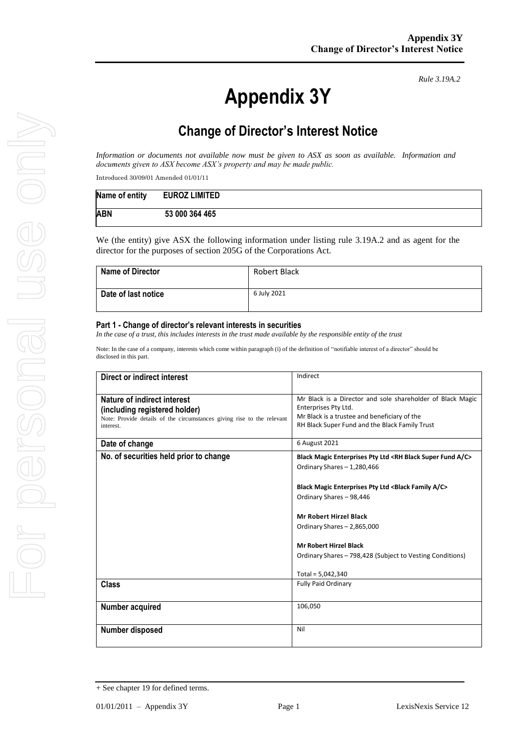*Rule 3.19A.2*

# Appendix 3Y

## Change of Director's Interest Notice

*Information or documents not available now must be given to ASX as soon as available. Information and documents given to ASX become ASX's property and may be made public.*

Introduced 30/09/01 Amended 01/01/11

| Name of entity | EUROZ LIMITED |
|---|---|
| ABN | 53 000 364 465 |

We (the entity) give ASX the following information under listing rule 3.19A.2 and as agent for the director for the purposes of section 205G of the Corporations Act.

| Name of Director | Robert Black |
|---|---|
| Date of last notice | 6 July 2021 |

#### Part 1 - Change of director's relevant interests in securities

*In the case of a trust, this includes interests in the trust made available by the responsible entity of the trust*

Note: In the case of a company, interests which come within paragraph (i) of the definition of "notifiable interest of a director" should be disclosed in this part.

| Direct or indirect interest | Indirect |
|---|---|
| **Nature of indirect interest (including registered holder)**<br>Note: Provide details of the circumstances giving rise to the relevant interest. | Mr Black is a Director and sole shareholder of Black Magic Enterprises Pty Ltd.<br>Mr Black is a trustee and beneficiary of the RH Black Super Fund and the Black Family Trust |
| **Date of change** | 6 August 2021 |
| **No. of securities held prior to change** | **Black Magic Enterprises Pty Ltd <RH Black Super Fund A/C>**<br>Ordinary Shares – 1,280,466<br><br>**Black Magic Enterprises Pty Ltd <Black Family A/C>**<br>Ordinary Shares – 98,446<br><br>**Mr Robert Hirzel Black**<br>Ordinary Shares – 2,865,000<br><br>**Mr Robert Hirzel Black**<br>Ordinary Shares – 798,428 (Subject to Vesting Conditions)<br><br>Total = 5,042,340 |
| **Class** | Fully Paid Ordinary |
| **Number acquired** | 106,050 |
| **Number disposed** | Nil |

+ See chapter 19 for defined terms.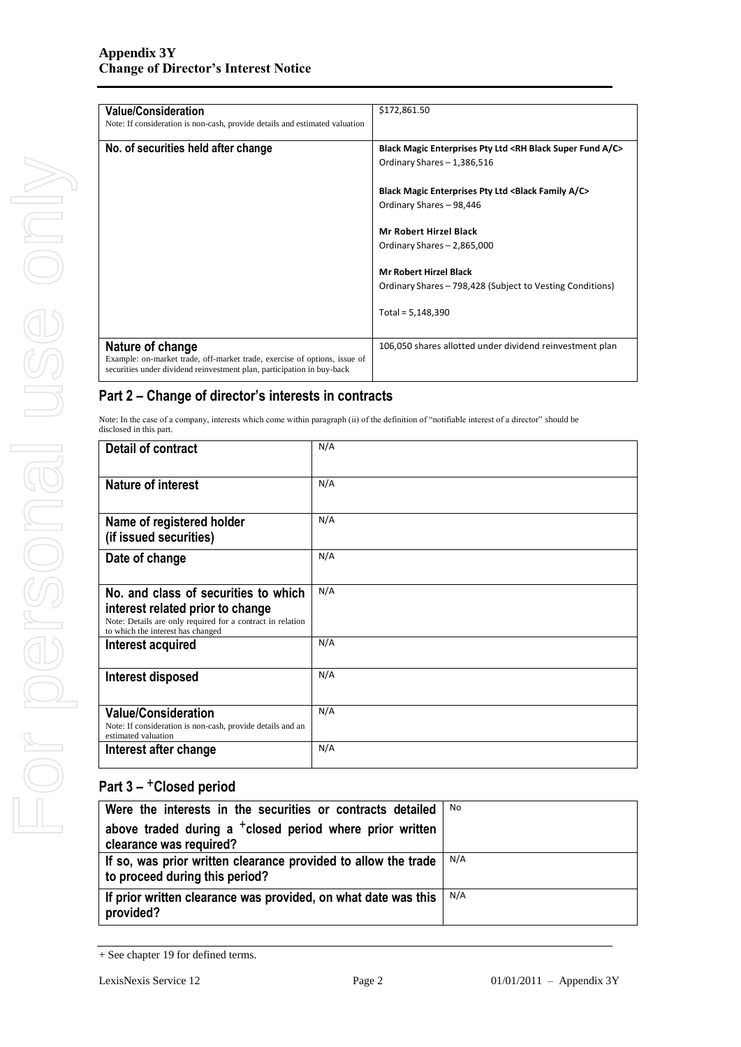| | |
|---|---|
| **Value/Consideration**<br>Note: If consideration is non-cash, provide details and estimated valuation | $172,861.50 |
| **No. of securities held after change** | **Black Magic Enterprises Pty Ltd <RH Black Super Fund A/C>**<br>Ordinary Shares – 1,386,516<br><br>**Black Magic Enterprises Pty Ltd <Black Family A/C>**<br>Ordinary Shares – 98,446<br><br>**Mr Robert Hirzel Black**<br>Ordinary Shares – 2,865,000<br><br>**Mr Robert Hirzel Black**<br>Ordinary Shares – 798,428 (Subject to Vesting Conditions)<br><br>Total = 5,148,390 |
| **Nature of change**<br>Example: on-market trade, off-market trade, exercise of options, issue of securities under dividend reinvestment plan, participation in buy-back | 106,050 shares allotted under dividend reinvestment plan |

## Part 2 – Change of director's interests in contracts

Note: In the case of a company, interests which come within paragraph (ii) of the definition of "notifiable interest of a director" should be disclosed in this part.

| | |
|---|---|
| **Detail of contract** | N/A |
| **Nature of interest** | N/A |
| **Name of registered holder (if issued securities)** | N/A |
| **Date of change** | N/A |
| **No. and class of securities to which interest related prior to change**<br>Note: Details are only required for a contract in relation to which the interest has changed | N/A |
| **Interest acquired** | N/A |
| **Interest disposed** | N/A |
| **Value/Consideration**<br>Note: If consideration is non-cash, provide details and an estimated valuation | N/A |
| **Interest after change** | N/A |

## Part 3 – +Closed period

| | |
|---|---|
| **Were the interests in the securities or contracts detailed above traded during a +closed period where prior written clearance was required?** | No |
| **If so, was prior written clearance provided to allow the trade to proceed during this period?** | N/A |
| **If prior written clearance was provided, on what date was this provided?** | N/A |

+ See chapter 19 for defined terms.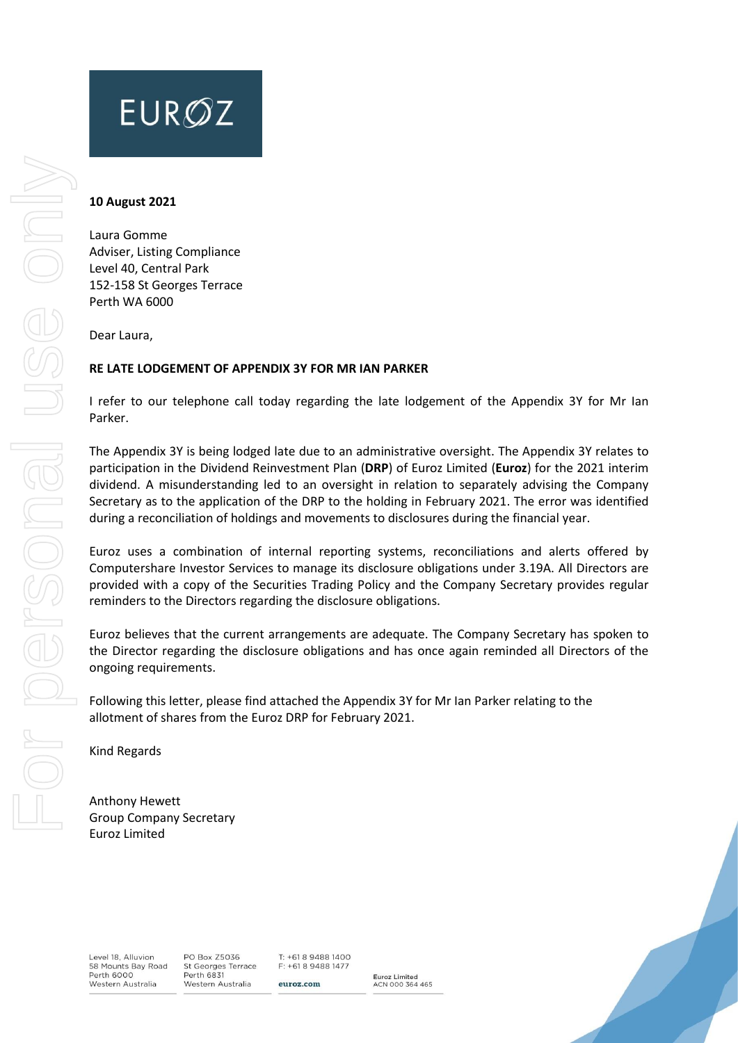EUROZ

**10 August 2021**

Laura Gomme
Adviser, Listing Compliance
Level 40, Central Park
152-158 St Georges Terrace
Perth WA 6000

Dear Laura,

**RE LATE LODGEMENT OF APPENDIX 3Y FOR MR IAN PARKER**

I refer to our telephone call today regarding the late lodgement of the Appendix 3Y for Mr Ian Parker.

The Appendix 3Y is being lodged late due to an administrative oversight. The Appendix 3Y relates to participation in the Dividend Reinvestment Plan (**DRP**) of Euroz Limited (**Euroz**) for the 2021 interim dividend. A misunderstanding led to an oversight in relation to separately advising the Company Secretary as to the application of the DRP to the holding in February 2021. The error was identified during a reconciliation of holdings and movements to disclosures during the financial year.

Euroz uses a combination of internal reporting systems, reconciliations and alerts offered by Computershare Investor Services to manage its disclosure obligations under 3.19A. All Directors are provided with a copy of the Securities Trading Policy and the Company Secretary provides regular reminders to the Directors regarding the disclosure obligations.

Euroz believes that the current arrangements are adequate. The Company Secretary has spoken to the Director regarding the disclosure obligations and has once again reminded all Directors of the ongoing requirements.

Following this letter, please find attached the Appendix 3Y for Mr Ian Parker relating to the allotment of shares from the Euroz DRP for February 2021.

Kind Regards

Anthony Hewett
Group Company Secretary
Euroz Limited

Level 18, Alluvion
58 Mounts Bay Road
Perth 6000
Western Australia

PO Box Z5036
St Georges Terrace
Perth 6831
Western Australia

T: +61 8 9488 1400
F: +61 8 9488 1477
euroz.com

Euroz Limited
ACN 000 364 465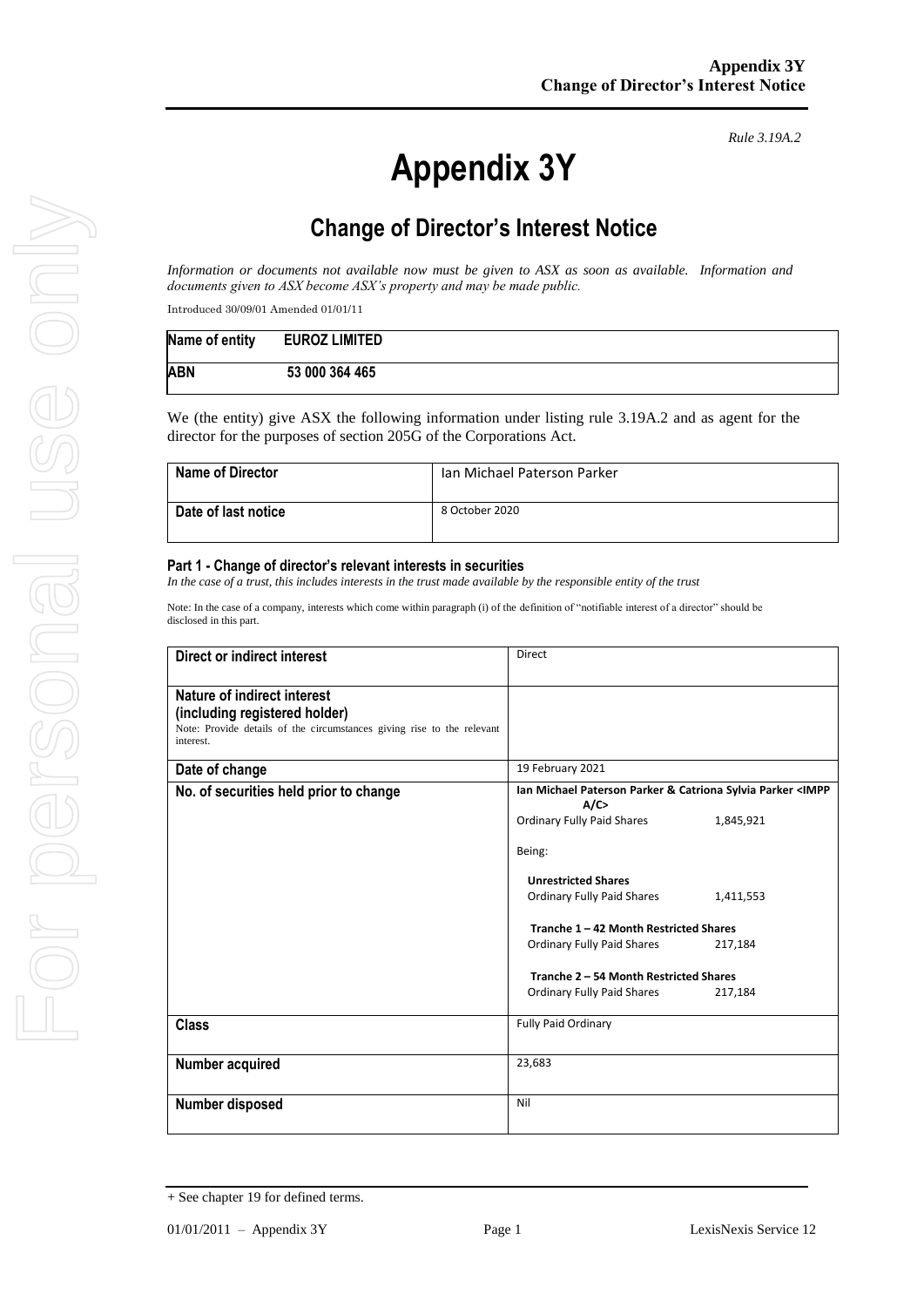*Rule 3.19A.2*

# Appendix 3Y

## Change of Director's Interest Notice

*Information or documents not available now must be given to ASX as soon as available. Information and documents given to ASX become ASX's property and may be made public.*

Introduced 30/09/01 Amended 01/01/11

| Name of entity | EUROZ LIMITED |
|---|---|
| ABN | 53 000 364 465 |

We (the entity) give ASX the following information under listing rule 3.19A.2 and as agent for the director for the purposes of section 205G of the Corporations Act.

| Name of Director | Ian Michael Paterson Parker |
|---|---|
| Date of last notice | 8 October 2020 |

#### Part 1 - Change of director's relevant interests in securities

*In the case of a trust, this includes interests in the trust made available by the responsible entity of the trust*

Note: In the case of a company, interests which come within paragraph (i) of the definition of "notifiable interest of a director" should be disclosed in this part.

| | |
|---|---|
| **Direct or indirect interest** | Direct |
| **Nature of indirect interest (including registered holder)**<br>Note: Provide details of the circumstances giving rise to the relevant interest. | |
| **Date of change** | 19 February 2021 |
| **No. of securities held prior to change** | **Ian Michael Paterson Parker & Catriona Sylvia Parker <IMPP A/C>**<br>Ordinary Fully Paid Shares 1,845,921<br><br>Being:<br><br>**Unrestricted Shares**<br>Ordinary Fully Paid Shares 1,411,553<br><br>**Tranche 1 – 42 Month Restricted Shares**<br>Ordinary Fully Paid Shares 217,184<br><br>**Tranche 2 – 54 Month Restricted Shares**<br>Ordinary Fully Paid Shares 217,184 |
| **Class** | Fully Paid Ordinary |
| **Number acquired** | 23,683 |
| **Number disposed** | Nil |

+ See chapter 19 for defined terms.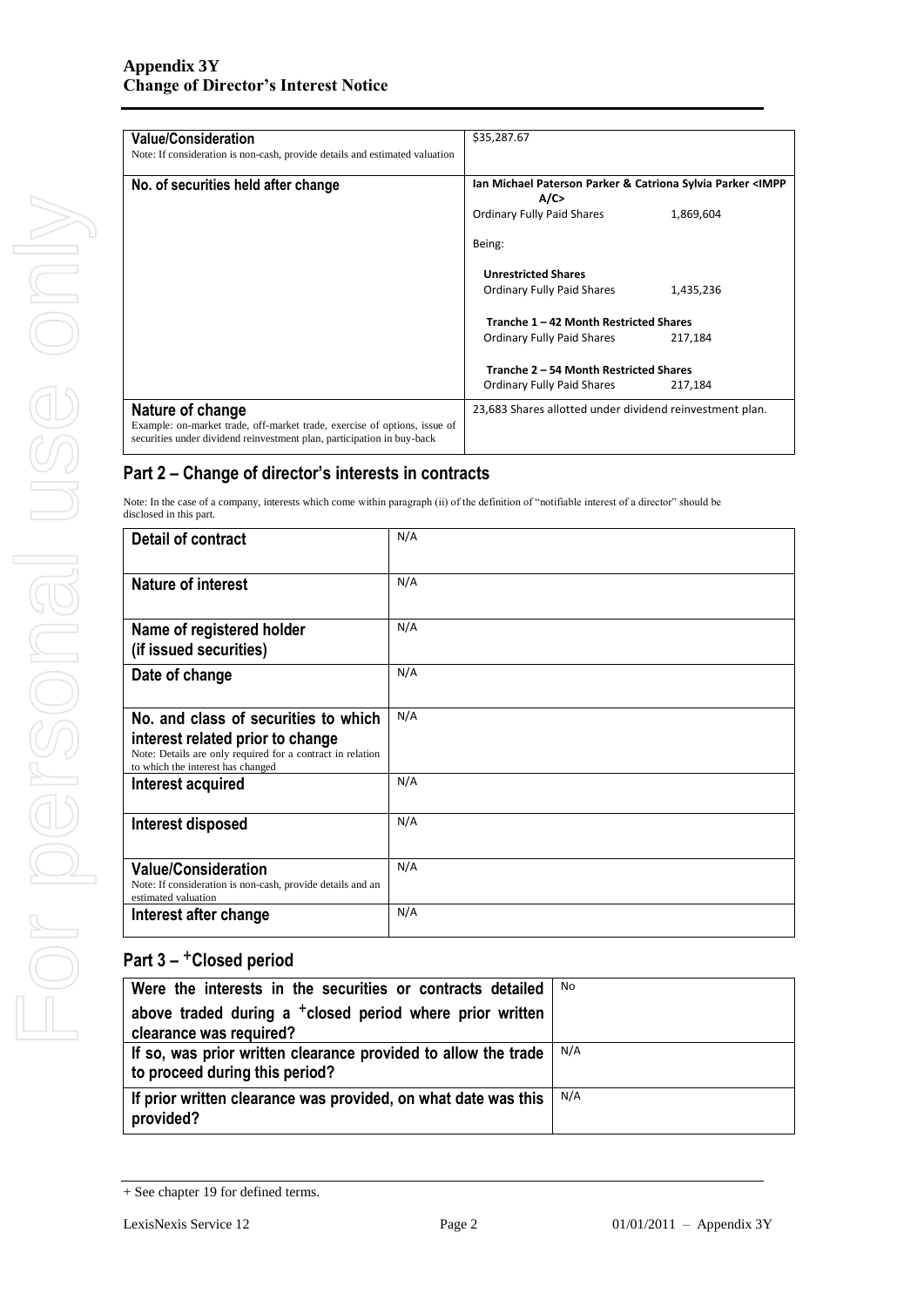| | |
|---|---|
| **Value/Consideration**<br>Note: If consideration is non-cash, provide details and estimated valuation | $35,287.67 |
| **No. of securities held after change** | **Ian Michael Paterson Parker & Catriona Sylvia Parker <IMPP A/C>**<br>Ordinary Fully Paid Shares 1,869,604<br><br>Being:<br><br>**Unrestricted Shares**<br>Ordinary Fully Paid Shares 1,435,236<br><br>**Tranche 1 – 42 Month Restricted Shares**<br>Ordinary Fully Paid Shares 217,184<br><br>**Tranche 2 – 54 Month Restricted Shares**<br>Ordinary Fully Paid Shares 217,184 |
| **Nature of change**<br>Example: on-market trade, off-market trade, exercise of options, issue of securities under dividend reinvestment plan, participation in buy-back | 23,683 Shares allotted under dividend reinvestment plan. |

## Part 2 – Change of director's interests in contracts

Note: In the case of a company, interests which come within paragraph (ii) of the definition of "notifiable interest of a director" should be disclosed in this part.

| | |
|---|---|
| **Detail of contract** | N/A |
| **Nature of interest** | N/A |
| **Name of registered holder (if issued securities)** | N/A |
| **Date of change** | N/A |
| **No. and class of securities to which interest related prior to change**<br>Note: Details are only required for a contract in relation to which the interest has changed | N/A |
| **Interest acquired** | N/A |
| **Interest disposed** | N/A |
| **Value/Consideration**<br>Note: If consideration is non-cash, provide details and an estimated valuation | N/A |
| **Interest after change** | N/A |

## Part 3 – +Closed period

| | |
|---|---|
| **Were the interests in the securities or contracts detailed above traded during a +closed period where prior written clearance was required?** | No |
| **If so, was prior written clearance provided to allow the trade to proceed during this period?** | N/A |
| **If prior written clearance was provided, on what date was this provided?** | N/A |

+ See chapter 19 for defined terms.